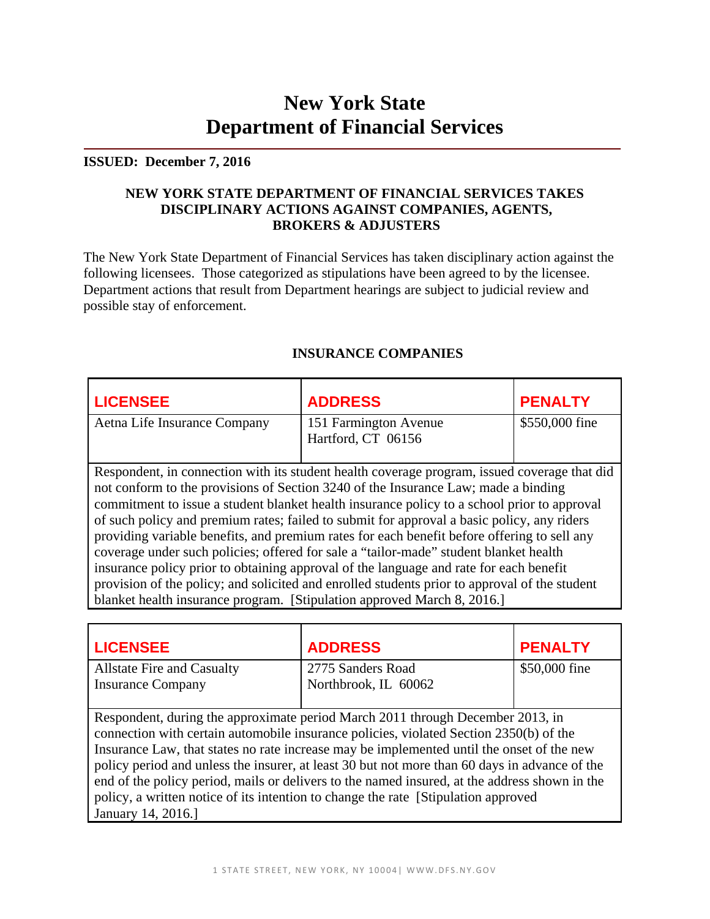# New York State Department of Financial Services

**ISSUED: December 7, 2016**

**NEW YORK STATE DEPARTMENT OF FINANCIAL SERVICES TAKES DISCIPLINARY ACTIONS AGAINST COMPANIES, AGENTS, BROKERS & ADJUSTERS**

The New York State Department of Financial Services has taken disciplinary action against the following licensees. Those categorized as stipulations have been agreed to by the licensee. Department actions that result from Department hearings are subject to judicial review and possible stay of enforcement.

## INSURANCE COMPANIES

| LICENSEE | ADDRESS | PENALTY |
|---|---|---|
| Aetna Life Insurance Company | 151 Farmington Avenue<br>Hartford, CT 06156 | $550,000 fine |

Respondent, in connection with its student health coverage program, issued coverage that did not conform to the provisions of Section 3240 of the Insurance Law; made a binding commitment to issue a student blanket health insurance policy to a school prior to approval of such policy and premium rates; failed to submit for approval a basic policy, any riders providing variable benefits, and premium rates for each benefit before offering to sell any coverage under such policies; offered for sale a "tailor-made" student blanket health insurance policy prior to obtaining approval of the language and rate for each benefit provision of the policy; and solicited and enrolled students prior to approval of the student blanket health insurance program. [Stipulation approved March 8, 2016.]

| LICENSEE | ADDRESS | PENALTY |
|---|---|---|
| Allstate Fire and Casualty Insurance Company | 2775 Sanders Road<br>Northbrook, IL 60062 | $50,000 fine |

Respondent, during the approximate period March 2011 through December 2013, in connection with certain automobile insurance policies, violated Section 2350(b) of the Insurance Law, that states no rate increase may be implemented until the onset of the new policy period and unless the insurer, at least 30 but not more than 60 days in advance of the end of the policy period, mails or delivers to the named insured, at the address shown in the policy, a written notice of its intention to change the rate [Stipulation approved January 14, 2016.]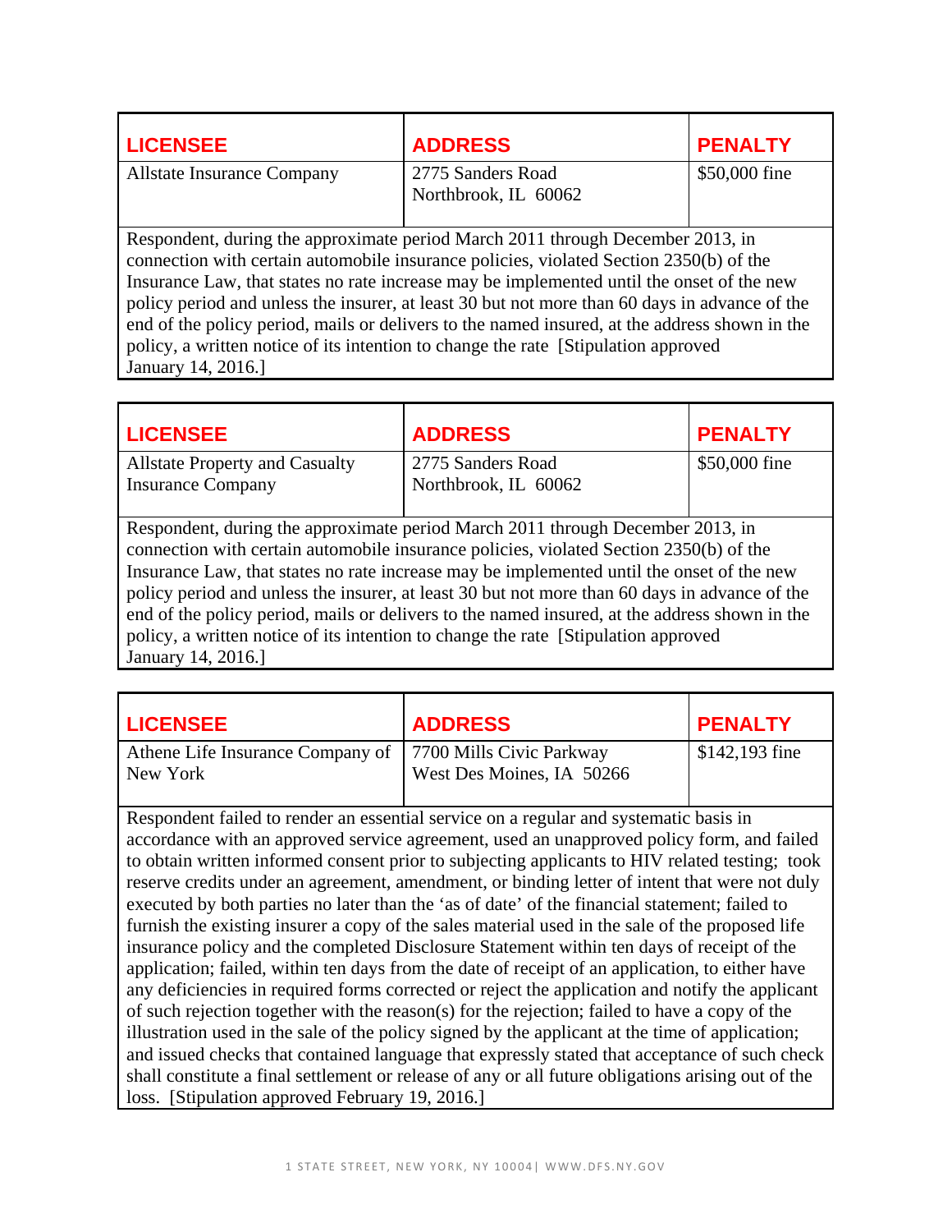| LICENSEE | ADDRESS | PENALTY |
| --- | --- | --- |
| Allstate Insurance Company | 2775 Sanders Road<br>Northbrook, IL 60062 | $50,000 fine |

Respondent, during the approximate period March 2011 through December 2013, in connection with certain automobile insurance policies, violated Section 2350(b) of the Insurance Law, that states no rate increase may be implemented until the onset of the new policy period and unless the insurer, at least 30 but not more than 60 days in advance of the end of the policy period, mails or delivers to the named insured, at the address shown in the policy, a written notice of its intention to change the rate [Stipulation approved January 14, 2016.]

| LICENSEE | ADDRESS | PENALTY |
| --- | --- | --- |
| Allstate Property and Casualty Insurance Company | 2775 Sanders Road<br>Northbrook, IL 60062 | $50,000 fine |

Respondent, during the approximate period March 2011 through December 2013, in connection with certain automobile insurance policies, violated Section 2350(b) of the Insurance Law, that states no rate increase may be implemented until the onset of the new policy period and unless the insurer, at least 30 but not more than 60 days in advance of the end of the policy period, mails or delivers to the named insured, at the address shown in the policy, a written notice of its intention to change the rate [Stipulation approved January 14, 2016.]

| LICENSEE | ADDRESS | PENALTY |
| --- | --- | --- |
| Athene Life Insurance Company of New York | 7700 Mills Civic Parkway<br>West Des Moines, IA 50266 | $142,193 fine |

Respondent failed to render an essential service on a regular and systematic basis in accordance with an approved service agreement, used an unapproved policy form, and failed to obtain written informed consent prior to subjecting applicants to HIV related testing; took reserve credits under an agreement, amendment, or binding letter of intent that were not duly executed by both parties no later than the 'as of date' of the financial statement; failed to furnish the existing insurer a copy of the sales material used in the sale of the proposed life insurance policy and the completed Disclosure Statement within ten days of receipt of the application; failed, within ten days from the date of receipt of an application, to either have any deficiencies in required forms corrected or reject the application and notify the applicant of such rejection together with the reason(s) for the rejection; failed to have a copy of the illustration used in the sale of the policy signed by the applicant at the time of application; and issued checks that contained language that expressly stated that acceptance of such check shall constitute a final settlement or release of any or all future obligations arising out of the loss. [Stipulation approved February 19, 2016.]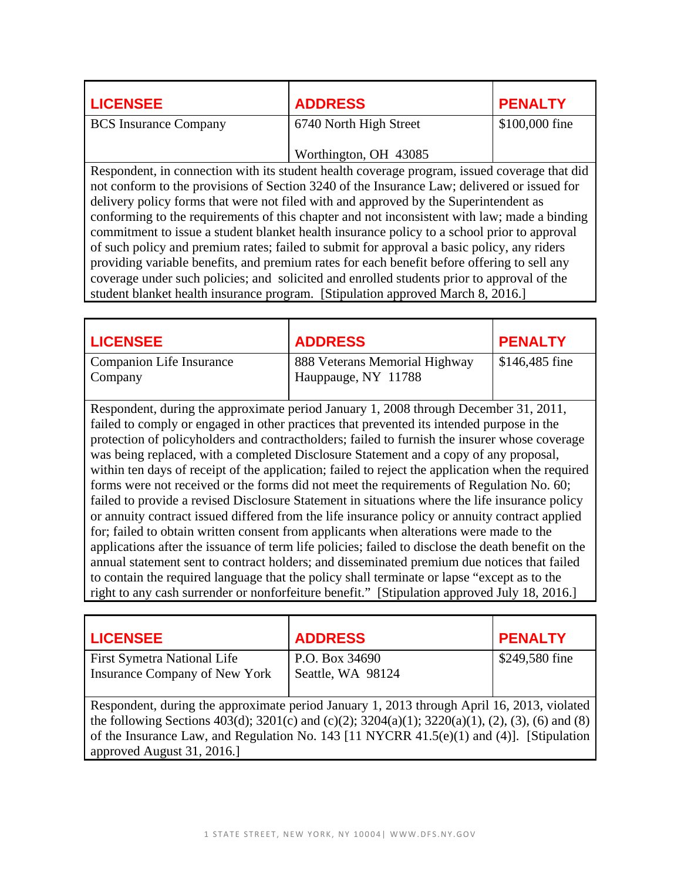| LICENSEE | ADDRESS | PENALTY |
| --- | --- | --- |
| BCS Insurance Company | 6740 North High Street<br><br>Worthington, OH 43085 | $100,000 fine |

Respondent, in connection with its student health coverage program, issued coverage that did not conform to the provisions of Section 3240 of the Insurance Law; delivered or issued for delivery policy forms that were not filed with and approved by the Superintendent as conforming to the requirements of this chapter and not inconsistent with law; made a binding commitment to issue a student blanket health insurance policy to a school prior to approval of such policy and premium rates; failed to submit for approval a basic policy, any riders providing variable benefits, and premium rates for each benefit before offering to sell any coverage under such policies; and solicited and enrolled students prior to approval of the student blanket health insurance program. [Stipulation approved March 8, 2016.]

| LICENSEE | ADDRESS | PENALTY |
| --- | --- | --- |
| Companion Life Insurance Company | 888 Veterans Memorial Highway Hauppauge, NY 11788 | $146,485 fine |

Respondent, during the approximate period January 1, 2008 through December 31, 2011, failed to comply or engaged in other practices that prevented its intended purpose in the protection of policyholders and contractholders; failed to furnish the insurer whose coverage was being replaced, with a completed Disclosure Statement and a copy of any proposal, within ten days of receipt of the application; failed to reject the application when the required forms were not received or the forms did not meet the requirements of Regulation No. 60; failed to provide a revised Disclosure Statement in situations where the life insurance policy or annuity contract issued differed from the life insurance policy or annuity contract applied for; failed to obtain written consent from applicants when alterations were made to the applications after the issuance of term life policies; failed to disclose the death benefit on the annual statement sent to contract holders; and disseminated premium due notices that failed to contain the required language that the policy shall terminate or lapse "except as to the right to any cash surrender or nonforfeiture benefit." [Stipulation approved July 18, 2016.]

| LICENSEE | ADDRESS | PENALTY |
| --- | --- | --- |
| First Symetra National Life Insurance Company of New York | P.O. Box 34690 Seattle, WA 98124 | $249,580 fine |

Respondent, during the approximate period January 1, 2013 through April 16, 2013, violated the following Sections 403(d); 3201(c) and (c)(2); 3204(a)(1); 3220(a)(1), (2), (3), (6) and (8) of the Insurance Law, and Regulation No. 143 [11 NYCRR 41.5(e)(1) and (4)]. [Stipulation approved August 31, 2016.]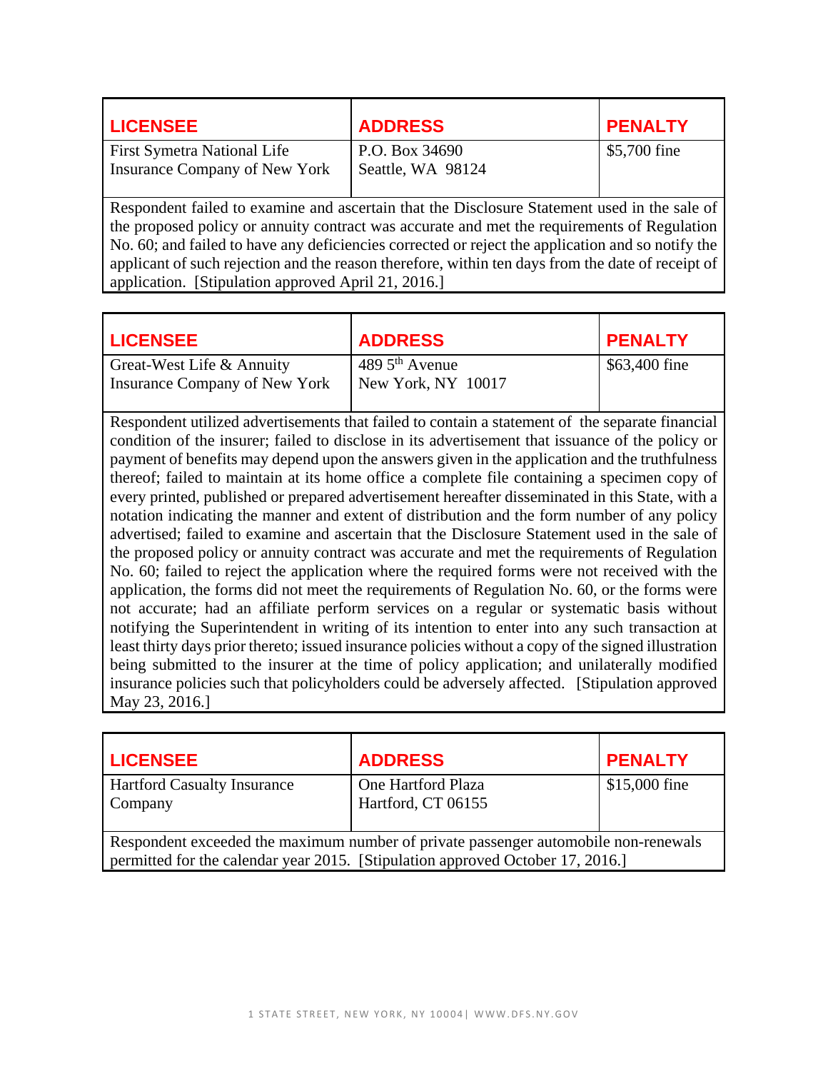| LICENSEE | ADDRESS | PENALTY |
|---|---|---|
| First Symetra National Life Insurance Company of New York | P.O. Box 34690 Seattle, WA 98124 | $5,700 fine |

Respondent failed to examine and ascertain that the Disclosure Statement used in the sale of the proposed policy or annuity contract was accurate and met the requirements of Regulation No. 60; and failed to have any deficiencies corrected or reject the application and so notify the applicant of such rejection and the reason therefore, within ten days from the date of receipt of application. [Stipulation approved April 21, 2016.]

| LICENSEE | ADDRESS | PENALTY |
|---|---|---|
| Great-West Life & Annuity Insurance Company of New York | 489 5th Avenue New York, NY 10017 | $63,400 fine |

Respondent utilized advertisements that failed to contain a statement of the separate financial condition of the insurer; failed to disclose in its advertisement that issuance of the policy or payment of benefits may depend upon the answers given in the application and the truthfulness thereof; failed to maintain at its home office a complete file containing a specimen copy of every printed, published or prepared advertisement hereafter disseminated in this State, with a notation indicating the manner and extent of distribution and the form number of any policy advertised; failed to examine and ascertain that the Disclosure Statement used in the sale of the proposed policy or annuity contract was accurate and met the requirements of Regulation No. 60; failed to reject the application where the required forms were not received with the application, the forms did not meet the requirements of Regulation No. 60, or the forms were not accurate; had an affiliate perform services on a regular or systematic basis without notifying the Superintendent in writing of its intention to enter into any such transaction at least thirty days prior thereto; issued insurance policies without a copy of the signed illustration being submitted to the insurer at the time of policy application; and unilaterally modified insurance policies such that policyholders could be adversely affected. [Stipulation approved May 23, 2016.]

| LICENSEE | ADDRESS | PENALTY |
|---|---|---|
| Hartford Casualty Insurance Company | One Hartford Plaza Hartford, CT 06155 | $15,000 fine |

Respondent exceeded the maximum number of private passenger automobile non-renewals permitted for the calendar year 2015. [Stipulation approved October 17, 2016.]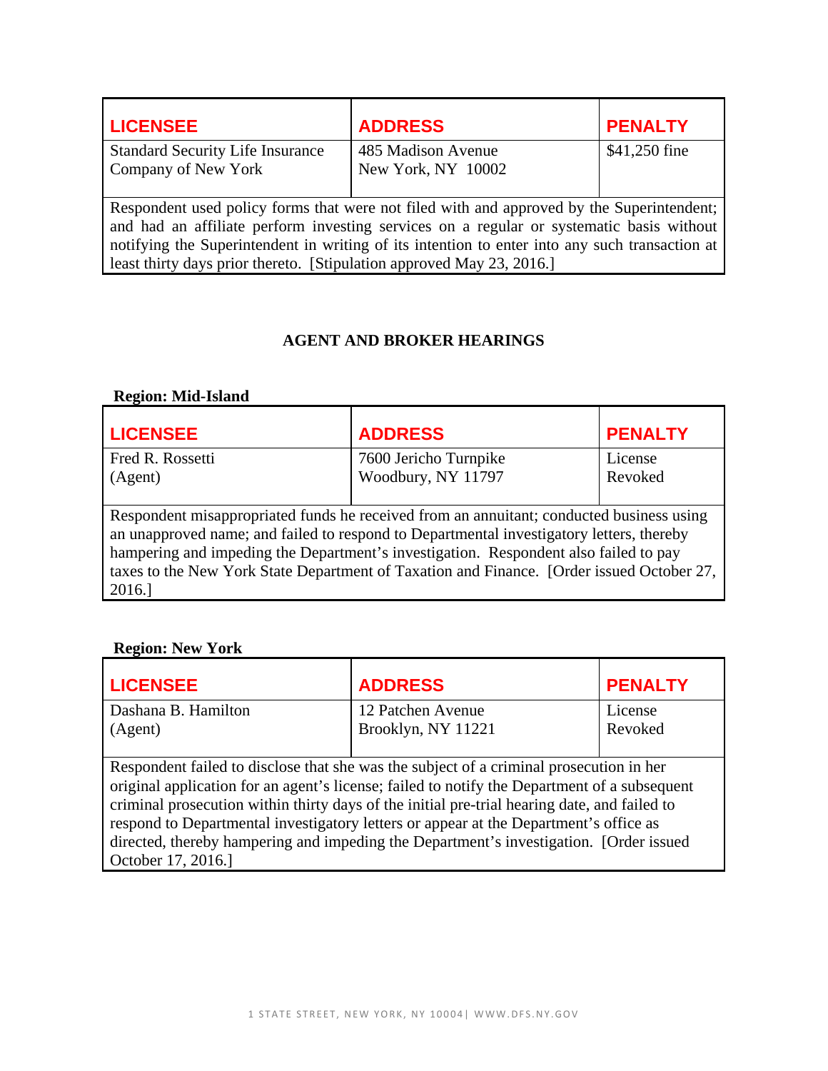| LICENSEE | ADDRESS | PENALTY |
| --- | --- | --- |
| Standard Security Life Insurance Company of New York | 485 Madison Avenue<br>New York, NY 10002 | $41,250 fine |
| Respondent used policy forms that were not filed with and approved by the Superintendent; and had an affiliate perform investing services on a regular or systematic basis without notifying the Superintendent in writing of its intention to enter into any such transaction at least thirty days prior thereto. [Stipulation approved May 23, 2016.] | | |

## AGENT AND BROKER HEARINGS

**Region: Mid-Island**

| LICENSEE | ADDRESS | PENALTY |
| --- | --- | --- |
| Fred R. Rossetti<br>(Agent) | 7600 Jericho Turnpike<br>Woodbury, NY 11797 | License Revoked |
| Respondent misappropriated funds he received from an annuitant; conducted business using an unapproved name; and failed to respond to Departmental investigatory letters, thereby hampering and impeding the Department's investigation. Respondent also failed to pay taxes to the New York State Department of Taxation and Finance. [Order issued October 27, 2016.] | | |

**Region: New York**

| LICENSEE | ADDRESS | PENALTY |
| --- | --- | --- |
| Dashana B. Hamilton<br>(Agent) | 12 Patchen Avenue<br>Brooklyn, NY 11221 | License Revoked |
| Respondent failed to disclose that she was the subject of a criminal prosecution in her original application for an agent's license; failed to notify the Department of a subsequent criminal prosecution within thirty days of the initial pre-trial hearing date, and failed to respond to Departmental investigatory letters or appear at the Department's office as directed, thereby hampering and impeding the Department's investigation. [Order issued October 17, 2016.] | | |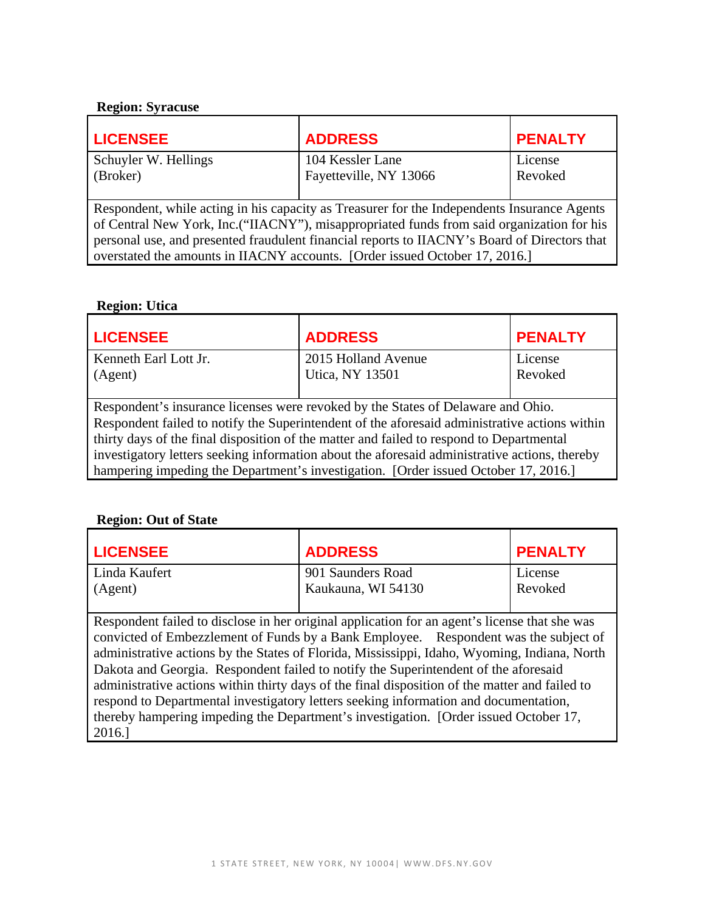**Region: Syracuse**

| LICENSEE | ADDRESS | PENALTY |
|---|---|---|
| Schuyler W. Hellings (Broker) | 104 Kessler Lane Fayetteville, NY 13066 | License Revoked |
| Respondent, while acting in his capacity as Treasurer for the Independents Insurance Agents of Central New York, Inc.("IIACNY"), misappropriated funds from said organization for his personal use, and presented fraudulent financial reports to IIACNY's Board of Directors that overstated the amounts in IIACNY accounts. [Order issued October 17, 2016.] | | |

**Region: Utica**

| LICENSEE | ADDRESS | PENALTY |
|---|---|---|
| Kenneth Earl Lott Jr. (Agent) | 2015 Holland Avenue Utica, NY 13501 | License Revoked |
| Respondent's insurance licenses were revoked by the States of Delaware and Ohio. Respondent failed to notify the Superintendent of the aforesaid administrative actions within thirty days of the final disposition of the matter and failed to respond to Departmental investigatory letters seeking information about the aforesaid administrative actions, thereby hampering impeding the Department's investigation. [Order issued October 17, 2016.] | | |

**Region: Out of State**

| LICENSEE | ADDRESS | PENALTY |
|---|---|---|
| Linda Kaufert (Agent) | 901 Saunders Road Kaukauna, WI 54130 | License Revoked |
| Respondent failed to disclose in her original application for an agent's license that she was convicted of Embezzlement of Funds by a Bank Employee. Respondent was the subject of administrative actions by the States of Florida, Mississippi, Idaho, Wyoming, Indiana, North Dakota and Georgia. Respondent failed to notify the Superintendent of the aforesaid administrative actions within thirty days of the final disposition of the matter and failed to respond to Departmental investigatory letters seeking information and documentation, thereby hampering impeding the Department's investigation. [Order issued October 17, 2016.] | | |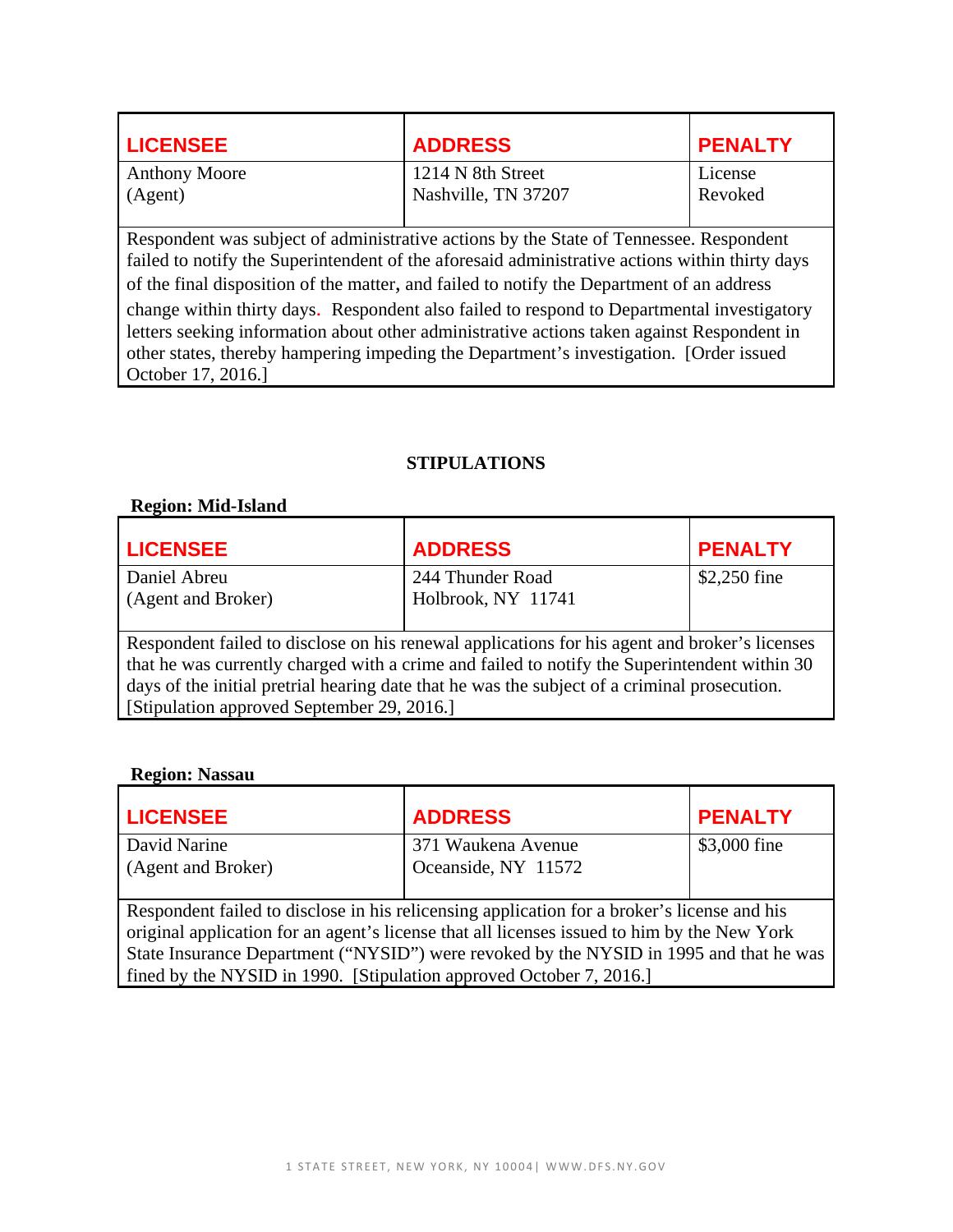| LICENSEE | ADDRESS | PENALTY |
|---|---|---|
| Anthony Moore (Agent) | 1214 N 8th Street Nashville, TN 37207 | License Revoked |

Respondent was subject of administrative actions by the State of Tennessee. Respondent failed to notify the Superintendent of the aforesaid administrative actions within thirty days of the final disposition of the matter, and failed to notify the Department of an address change within thirty days. Respondent also failed to respond to Departmental investigatory letters seeking information about other administrative actions taken against Respondent in other states, thereby hampering impeding the Department's investigation. [Order issued October 17, 2016.]

## STIPULATIONS

**Region: Mid-Island**

| LICENSEE | ADDRESS | PENALTY |
|---|---|---|
| Daniel Abreu (Agent and Broker) | 244 Thunder Road Holbrook, NY 11741 | $2,250 fine |

Respondent failed to disclose on his renewal applications for his agent and broker's licenses that he was currently charged with a crime and failed to notify the Superintendent within 30 days of the initial pretrial hearing date that he was the subject of a criminal prosecution. [Stipulation approved September 29, 2016.]

**Region: Nassau**

| LICENSEE | ADDRESS | PENALTY |
|---|---|---|
| David Narine (Agent and Broker) | 371 Waukena Avenue Oceanside, NY 11572 | $3,000 fine |

Respondent failed to disclose in his relicensing application for a broker's license and his original application for an agent's license that all licenses issued to him by the New York State Insurance Department ("NYSID") were revoked by the NYSID in 1995 and that he was fined by the NYSID in 1990. [Stipulation approved October 7, 2016.]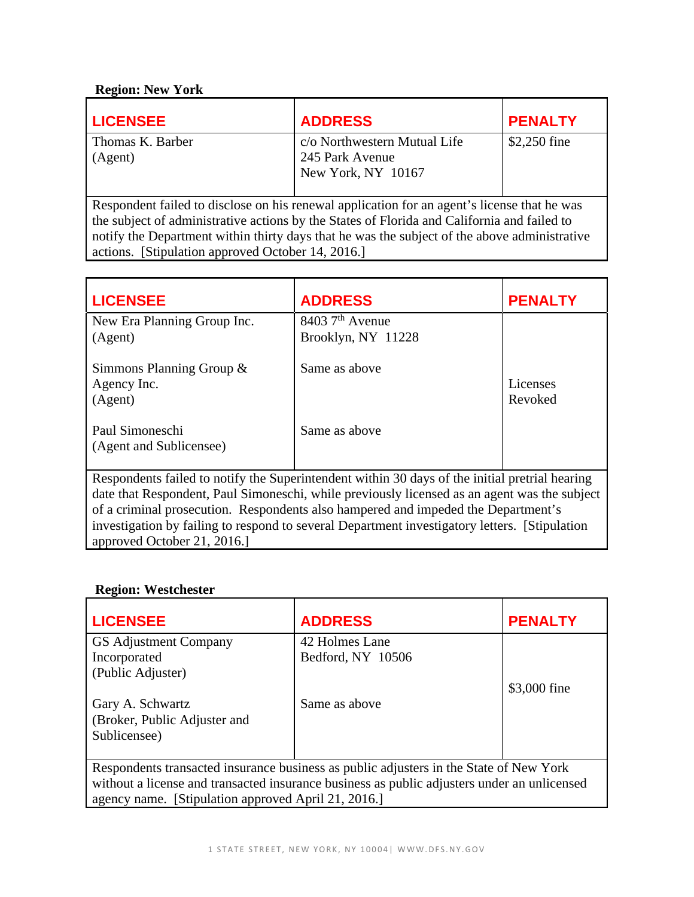**Region: New York**

| LICENSEE | ADDRESS | PENALTY |
|---|---|---|
| Thomas K. Barber (Agent) | c/o Northwestern Mutual Life 245 Park Avenue New York, NY 10167 | $2,250 fine |

Respondent failed to disclose on his renewal application for an agent's license that he was the subject of administrative actions by the States of Florida and California and failed to notify the Department within thirty days that he was the subject of the above administrative actions. [Stipulation approved October 14, 2016.]

| LICENSEE | ADDRESS | PENALTY |
|---|---|---|
| New Era Planning Group Inc. (Agent) | 8403 7th Avenue Brooklyn, NY 11228 | Licenses Revoked |
| Simmons Planning Group & Agency Inc. (Agent) | Same as above | |
| Paul Simoneschi (Agent and Sublicensee) | Same as above | |

Respondents failed to notify the Superintendent within 30 days of the initial pretrial hearing date that Respondent, Paul Simoneschi, while previously licensed as an agent was the subject of a criminal prosecution. Respondents also hampered and impeded the Department's investigation by failing to respond to several Department investigatory letters. [Stipulation approved October 21, 2016.]

**Region: Westchester**

| LICENSEE | ADDRESS | PENALTY |
|---|---|---|
| GS Adjustment Company Incorporated (Public Adjuster) | 42 Holmes Lane Bedford, NY 10506 | $3,000 fine |
| Gary A. Schwartz (Broker, Public Adjuster and Sublicensee) | Same as above | |

Respondents transacted insurance business as public adjusters in the State of New York without a license and transacted insurance business as public adjusters under an unlicensed agency name. [Stipulation approved April 21, 2016.]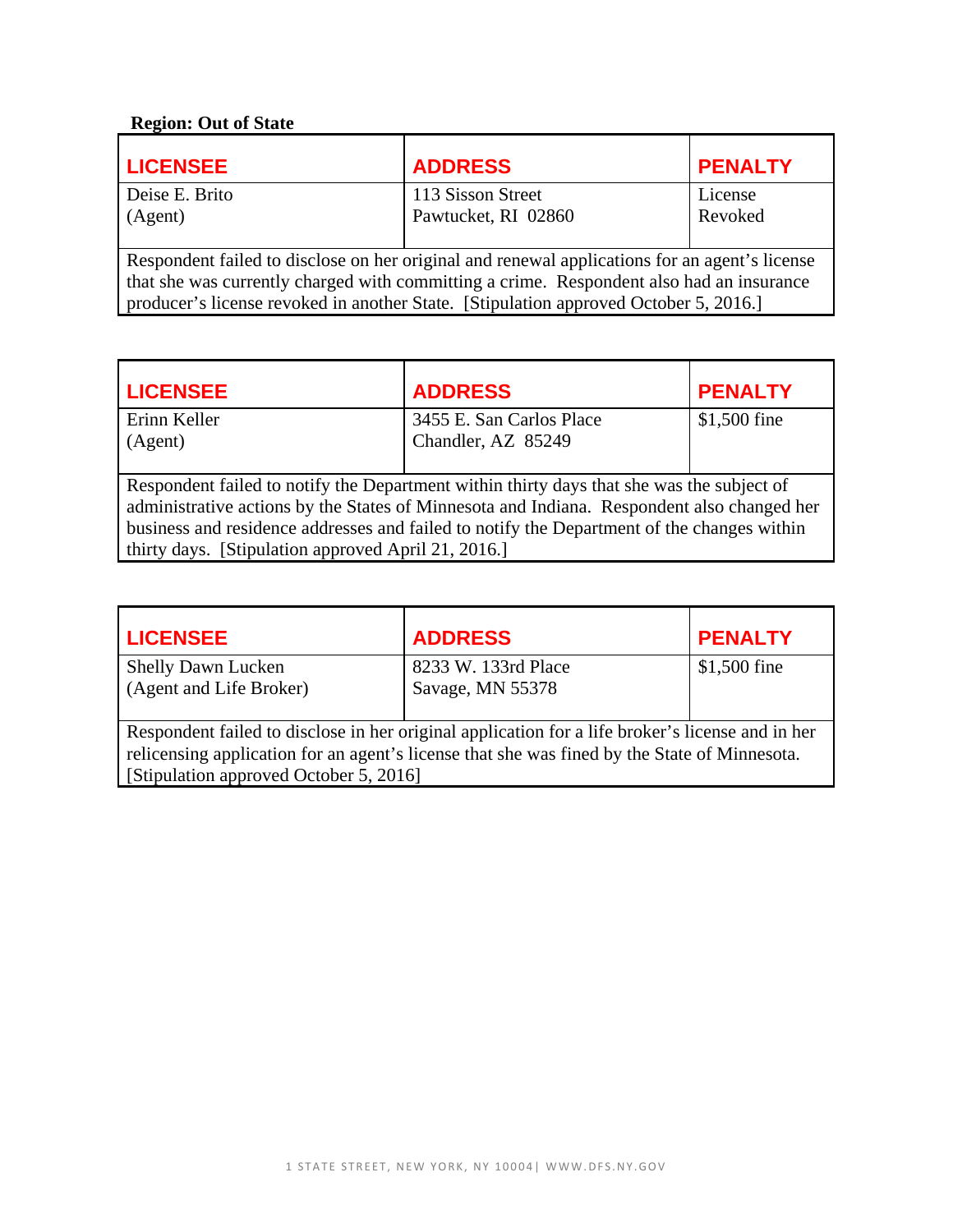**Region: Out of State**

| LICENSEE | ADDRESS | PENALTY |
|---|---|---|
| Deise E. Brito (Agent) | 113 Sisson Street Pawtucket, RI 02860 | License Revoked |

Respondent failed to disclose on her original and renewal applications for an agent's license that she was currently charged with committing a crime. Respondent also had an insurance producer's license revoked in another State. [Stipulation approved October 5, 2016.]

| LICENSEE | ADDRESS | PENALTY |
|---|---|---|
| Erinn Keller (Agent) | 3455 E. San Carlos Place Chandler, AZ 85249 | $1,500 fine |

Respondent failed to notify the Department within thirty days that she was the subject of administrative actions by the States of Minnesota and Indiana. Respondent also changed her business and residence addresses and failed to notify the Department of the changes within thirty days. [Stipulation approved April 21, 2016.]

| LICENSEE | ADDRESS | PENALTY |
|---|---|---|
| Shelly Dawn Lucken (Agent and Life Broker) | 8233 W. 133rd Place Savage, MN 55378 | $1,500 fine |

Respondent failed to disclose in her original application for a life broker's license and in her relicensing application for an agent's license that she was fined by the State of Minnesota. [Stipulation approved October 5, 2016]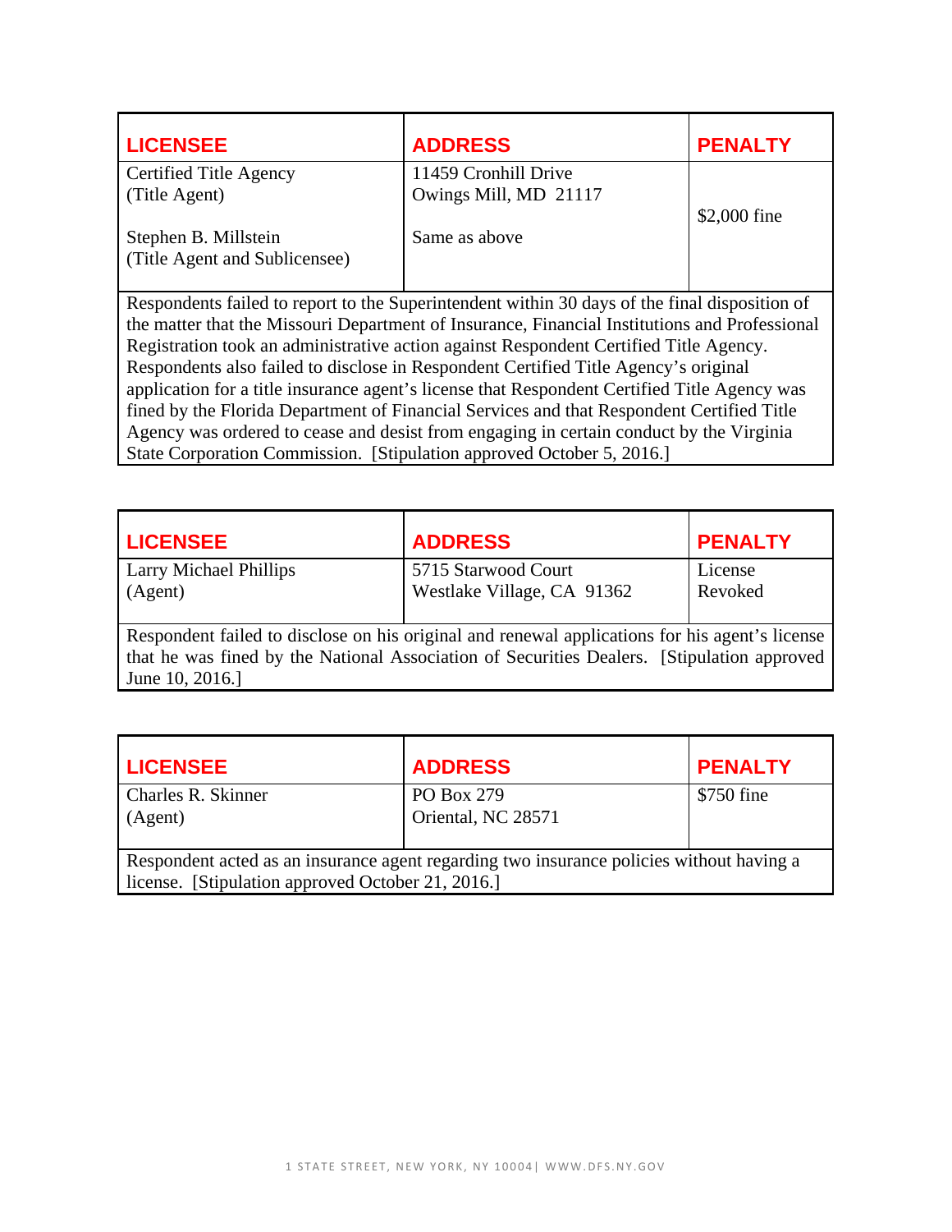| LICENSEE | ADDRESS | PENALTY |
|---|---|---|
| Certified Title Agency (Title Agent)<br><br>Stephen B. Millstein (Title Agent and Sublicensee) | 11459 Cronhill Drive Owings Mill, MD 21117<br><br>Same as above | $2,000 fine |

Respondents failed to report to the Superintendent within 30 days of the final disposition of the matter that the Missouri Department of Insurance, Financial Institutions and Professional Registration took an administrative action against Respondent Certified Title Agency. Respondents also failed to disclose in Respondent Certified Title Agency's original application for a title insurance agent's license that Respondent Certified Title Agency was fined by the Florida Department of Financial Services and that Respondent Certified Title Agency was ordered to cease and desist from engaging in certain conduct by the Virginia State Corporation Commission. [Stipulation approved October 5, 2016.]

| LICENSEE | ADDRESS | PENALTY |
|---|---|---|
| Larry Michael Phillips (Agent) | 5715 Starwood Court Westlake Village, CA 91362 | License Revoked |

Respondent failed to disclose on his original and renewal applications for his agent's license that he was fined by the National Association of Securities Dealers. [Stipulation approved June 10, 2016.]

| LICENSEE | ADDRESS | PENALTY |
|---|---|---|
| Charles R. Skinner (Agent) | PO Box 279 Oriental, NC 28571 | $750 fine |

Respondent acted as an insurance agent regarding two insurance policies without having a license. [Stipulation approved October 21, 2016.]